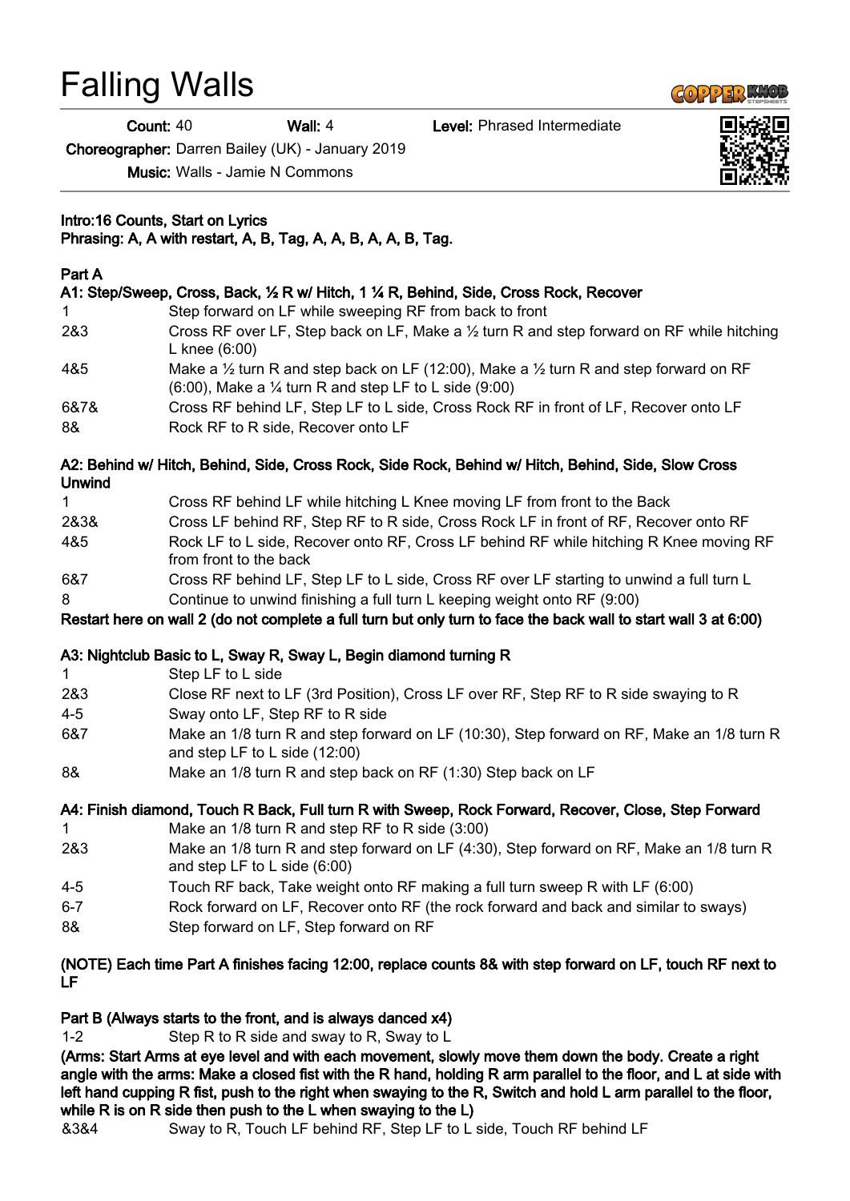# Falling Walls

**Count:** 40 **Wall:** 4 **Level:** Phrased Intermediate

**Choreographer:** Darren Bailey (UK) - January 2019

**Music:** Walls - Jamie N Commons

**Intro:16 Counts, Start on Lyrics**
**Phrasing: A, A with restart, A, B, Tag, A, A, B, A, A, B, Tag.**

**Part A**

**A1: Step/Sweep, Cross, Back, ½ R w/ Hitch, 1 ¼ R, Behind, Side, Cross Rock, Recover**

| | |
|---|---|
| 1 | Step forward on LF while sweeping RF from back to front |
| 2&3 | Cross RF over LF, Step back on LF, Make a ½ turn R and step forward on RF while hitching L knee (6:00) |
| 4&5 | Make a ½ turn R and step back on LF (12:00), Make a ½ turn R and step forward on RF (6:00), Make a ¼ turn R and step LF to L side (9:00) |
| 6&7& | Cross RF behind LF, Step LF to L side, Cross Rock RF in front of LF, Recover onto LF |
| 8& | Rock RF to R side, Recover onto LF |

**A2: Behind w/ Hitch, Behind, Side, Cross Rock, Side Rock, Behind w/ Hitch, Behind, Side, Slow Cross Unwind**

| | |
|---|---|
| 1 | Cross RF behind LF while hitching L Knee moving LF from front to the Back |
| 2&3& | Cross LF behind RF, Step RF to R side, Cross Rock LF in front of RF, Recover onto RF |
| 4&5 | Rock LF to L side, Recover onto RF, Cross LF behind RF while hitching R Knee moving RF from front to the back |
| 6&7 | Cross RF behind LF, Step LF to L side, Cross RF over LF starting to unwind a full turn L |
| 8 | Continue to unwind finishing a full turn L keeping weight onto RF (9:00) |

**Restart here on wall 2 (do not complete a full turn but only turn to face the back wall to start wall 3 at 6:00)**

**A3: Nightclub Basic to L, Sway R, Sway L, Begin diamond turning R**

| | |
|---|---|
| 1 | Step LF to L side |
| 2&3 | Close RF next to LF (3rd Position), Cross LF over RF, Step RF to R side swaying to R |
| 4-5 | Sway onto LF, Step RF to R side |
| 6&7 | Make an 1/8 turn R and step forward on LF (10:30), Step forward on RF, Make an 1/8 turn R and step LF to L side (12:00) |
| 8& | Make an 1/8 turn R and step back on RF (1:30) Step back on LF |

**A4: Finish diamond, Touch R Back, Full turn R with Sweep, Rock Forward, Recover, Close, Step Forward**

| | |
|---|---|
| 1 | Make an 1/8 turn R and step RF to R side (3:00) |
| 2&3 | Make an 1/8 turn R and step forward on LF (4:30), Step forward on RF, Make an 1/8 turn R and step LF to L side (6:00) |
| 4-5 | Touch RF back, Take weight onto RF making a full turn sweep R with LF (6:00) |
| 6-7 | Rock forward on LF, Recover onto RF (the rock forward and back and similar to sways) |
| 8& | Step forward on LF, Step forward on RF |

**(NOTE) Each time Part A finishes facing 12:00, replace counts 8& with step forward on LF, touch RF next to LF**

**Part B (Always starts to the front, and is always danced x4)**

| | |
|---|---|
| 1-2 | Step R to R side and sway to R, Sway to L |

**(Arms: Start Arms at eye level and with each movement, slowly move them down the body. Create a right angle with the arms: Make a closed fist with the R hand, holding R arm parallel to the floor, and L at side with left hand cupping R fist, push to the right when swaying to the R, Switch and hold L arm parallel to the floor, while R is on R side then push to the L when swaying to the L)**

| | |
|---|---|
| &3&4 | Sway to R, Touch LF behind RF, Step LF to L side, Touch RF behind LF |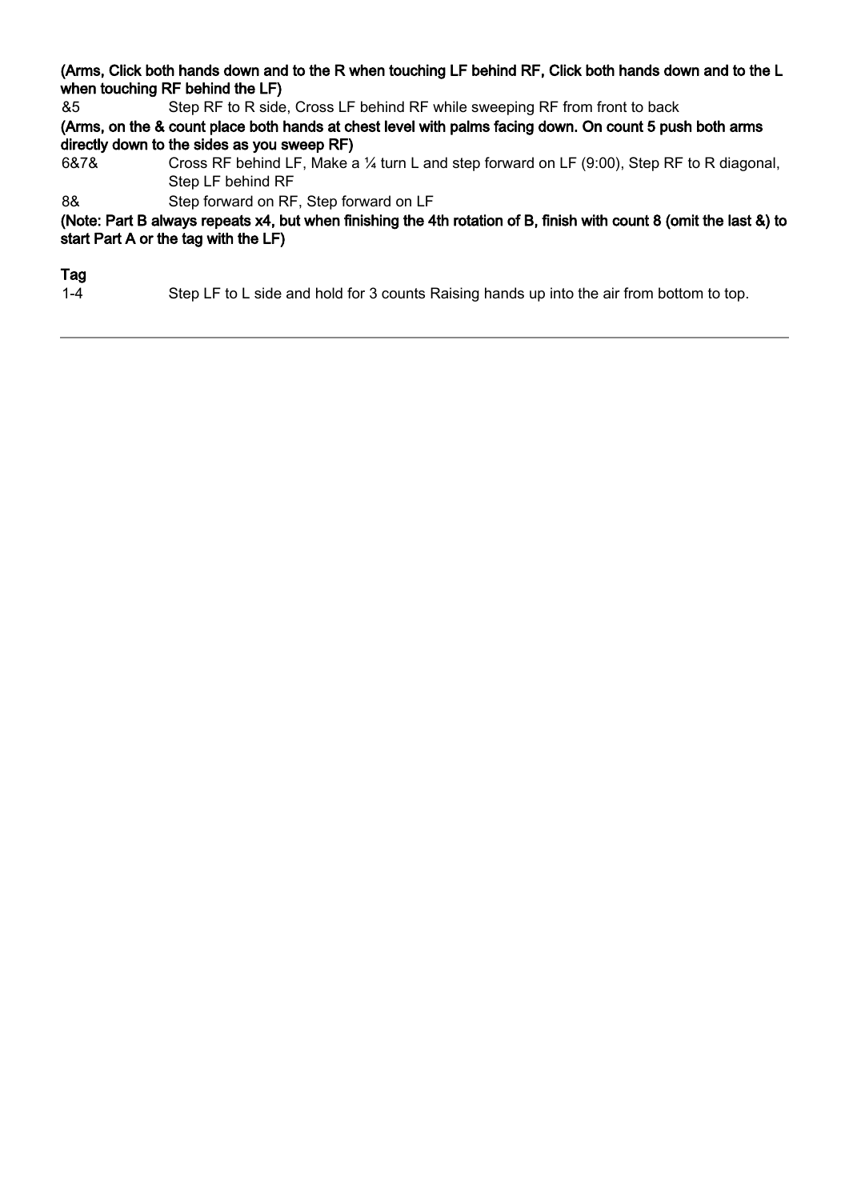**(Arms, Click both hands down and to the R when touching LF behind RF, Click both hands down and to the L when touching RF behind the LF)**

| | |
|---|---|
| &5 | Step RF to R side, Cross LF behind RF while sweeping RF from front to back |

**(Arms, on the & count place both hands at chest level with palms facing down. On count 5 push both arms directly down to the sides as you sweep RF)**

| | |
|---|---|
| 6&7& | Cross RF behind LF, Make a ¼ turn L and step forward on LF (9:00), Step RF to R diagonal, Step LF behind RF |
| 8& | Step forward on RF, Step forward on LF |

**(Note: Part B always repeats x4, but when finishing the 4th rotation of B, finish with count 8 (omit the last &) to start Part A or the tag with the LF)**

**Tag**

| | |
|---|---|
| 1-4 | Step LF to L side and hold for 3 counts Raising hands up into the air from bottom to top. |

---